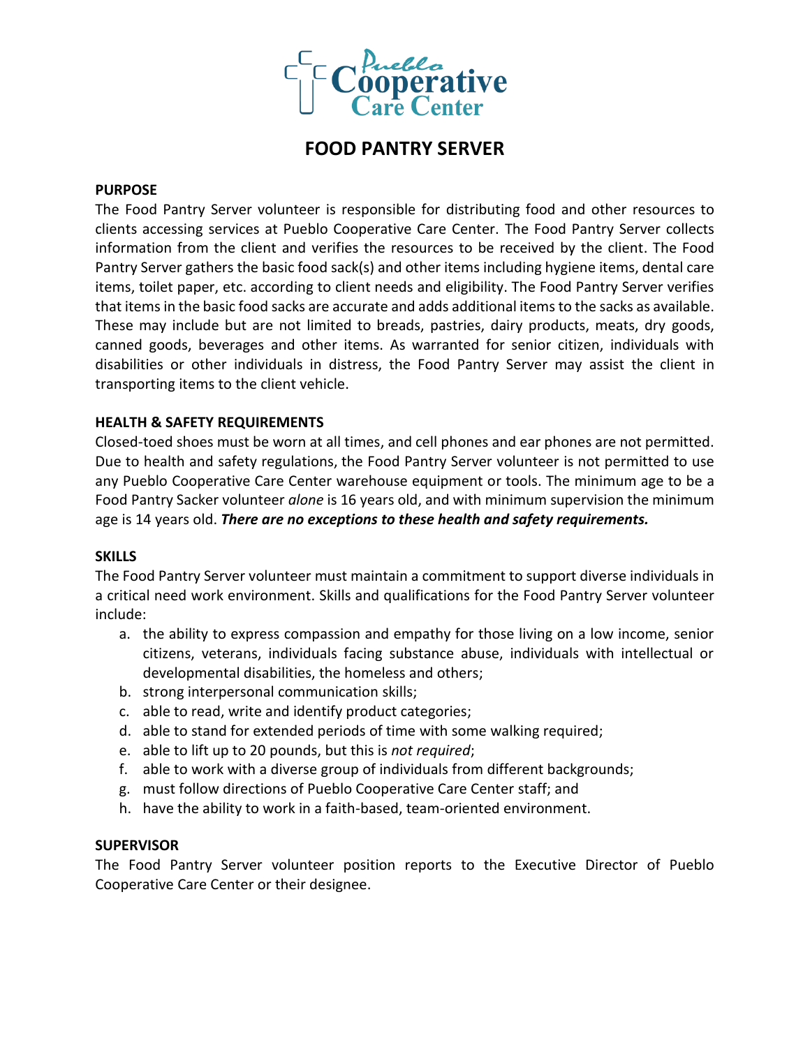Pueblo Cooperative Care Center

# FOOD PANTRY SERVER

**PURPOSE**

The Food Pantry Server volunteer is responsible for distributing food and other resources to clients accessing services at Pueblo Cooperative Care Center. The Food Pantry Server collects information from the client and verifies the resources to be received by the client. The Food Pantry Server gathers the basic food sack(s) and other items including hygiene items, dental care items, toilet paper, etc. according to client needs and eligibility. The Food Pantry Server verifies that items in the basic food sacks are accurate and adds additional items to the sacks as available. These may include but are not limited to breads, pastries, dairy products, meats, dry goods, canned goods, beverages and other items. As warranted for senior citizen, individuals with disabilities or other individuals in distress, the Food Pantry Server may assist the client in transporting items to the client vehicle.

**HEALTH & SAFETY REQUIREMENTS**

Closed-toed shoes must be worn at all times, and cell phones and ear phones are not permitted. Due to health and safety regulations, the Food Pantry Server volunteer is not permitted to use any Pueblo Cooperative Care Center warehouse equipment or tools. The minimum age to be a Food Pantry Sacker volunteer *alone* is 16 years old, and with minimum supervision the minimum age is 14 years old. ***There are no exceptions to these health and safety requirements.***

**SKILLS**

The Food Pantry Server volunteer must maintain a commitment to support diverse individuals in a critical need work environment. Skills and qualifications for the Food Pantry Server volunteer include:

a. the ability to express compassion and empathy for those living on a low income, senior citizens, veterans, individuals facing substance abuse, individuals with intellectual or developmental disabilities, the homeless and others;
b. strong interpersonal communication skills;
c. able to read, write and identify product categories;
d. able to stand for extended periods of time with some walking required;
e. able to lift up to 20 pounds, but this is *not required*;
f. able to work with a diverse group of individuals from different backgrounds;
g. must follow directions of Pueblo Cooperative Care Center staff; and
h. have the ability to work in a faith-based, team-oriented environment.

**SUPERVISOR**

The Food Pantry Server volunteer position reports to the Executive Director of Pueblo Cooperative Care Center or their designee.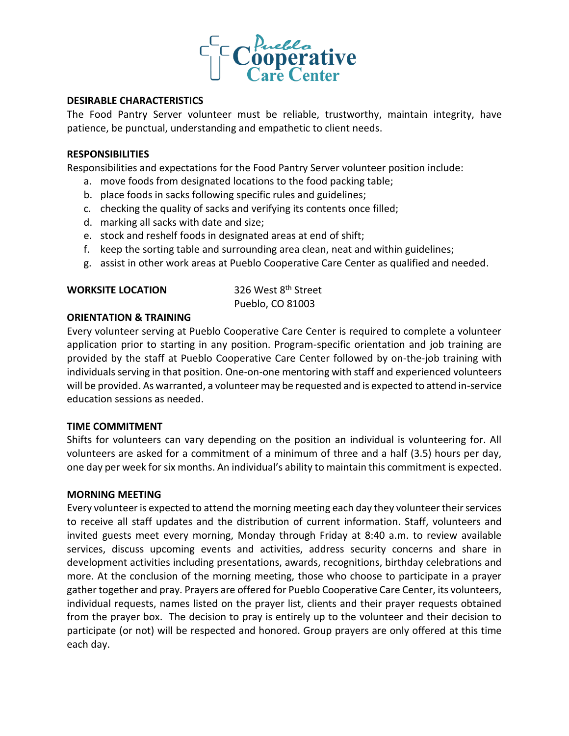## DESIRABLE CHARACTERISTICS

The Food Pantry Server volunteer must be reliable, trustworthy, maintain integrity, have patience, be punctual, understanding and empathetic to client needs.

## RESPONSIBILITIES

Responsibilities and expectations for the Food Pantry Server volunteer position include:

a. move foods from designated locations to the food packing table;
b. place foods in sacks following specific rules and guidelines;
c. checking the quality of sacks and verifying its contents once filled;
d. marking all sacks with date and size;
e. stock and reshelf foods in designated areas at end of shift;
f. keep the sorting table and surrounding area clean, neat and within guidelines;
g. assist in other work areas at Pueblo Cooperative Care Center as qualified and needed.

## WORKSITE LOCATION

326 West 8th Street
Pueblo, CO 81003

## ORIENTATION & TRAINING

Every volunteer serving at Pueblo Cooperative Care Center is required to complete a volunteer application prior to starting in any position. Program-specific orientation and job training are provided by the staff at Pueblo Cooperative Care Center followed by on-the-job training with individuals serving in that position. One-on-one mentoring with staff and experienced volunteers will be provided. As warranted, a volunteer may be requested and is expected to attend in-service education sessions as needed.

## TIME COMMITMENT

Shifts for volunteers can vary depending on the position an individual is volunteering for. All volunteers are asked for a commitment of a minimum of three and a half (3.5) hours per day, one day per week for six months. An individual's ability to maintain this commitment is expected.

## MORNING MEETING

Every volunteer is expected to attend the morning meeting each day they volunteer their services to receive all staff updates and the distribution of current information. Staff, volunteers and invited guests meet every morning, Monday through Friday at 8:40 a.m. to review available services, discuss upcoming events and activities, address security concerns and share in development activities including presentations, awards, recognitions, birthday celebrations and more. At the conclusion of the morning meeting, those who choose to participate in a prayer gather together and pray. Prayers are offered for Pueblo Cooperative Care Center, its volunteers, individual requests, names listed on the prayer list, clients and their prayer requests obtained from the prayer box. The decision to pray is entirely up to the volunteer and their decision to participate (or not) will be respected and honored. Group prayers are only offered at this time each day.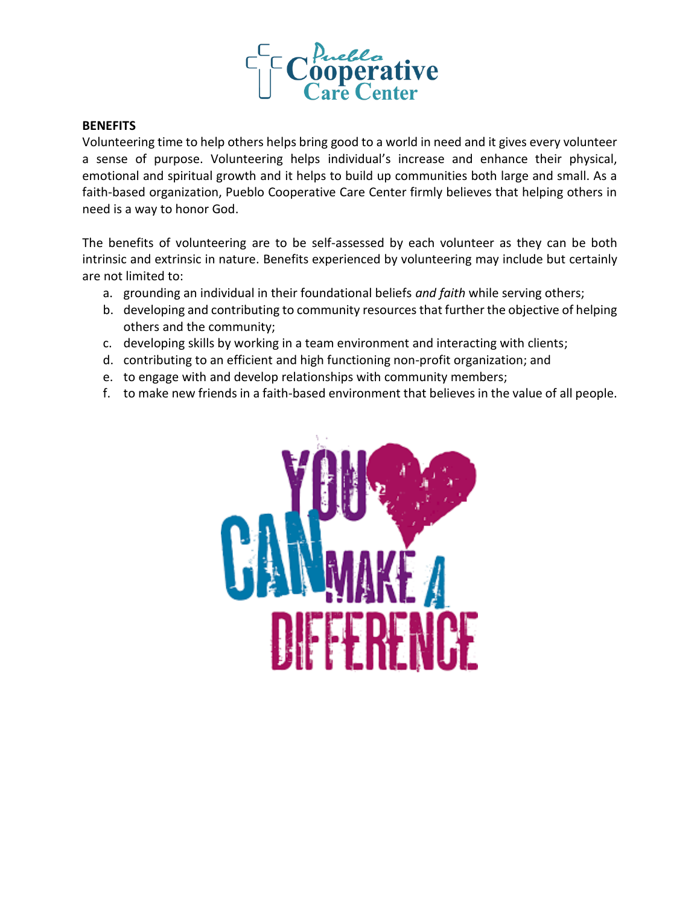Pueblo Cooperative Care Center

**BENEFITS**

Volunteering time to help others helps bring good to a world in need and it gives every volunteer a sense of purpose. Volunteering helps individual's increase and enhance their physical, emotional and spiritual growth and it helps to build up communities both large and small. As a faith-based organization, Pueblo Cooperative Care Center firmly believes that helping others in need is a way to honor God.

The benefits of volunteering are to be self-assessed by each volunteer as they can be both intrinsic and extrinsic in nature. Benefits experienced by volunteering may include but certainly are not limited to:

a. grounding an individual in their foundational beliefs *and faith* while serving others;
b. developing and contributing to community resources that further the objective of helping others and the community;
c. developing skills by working in a team environment and interacting with clients;
d. contributing to an efficient and high functioning non-profit organization; and
e. to engage with and develop relationships with community members;
f. to make new friends in a faith-based environment that believes in the value of all people.

YOU CAN MAKE A DIFFERENCE